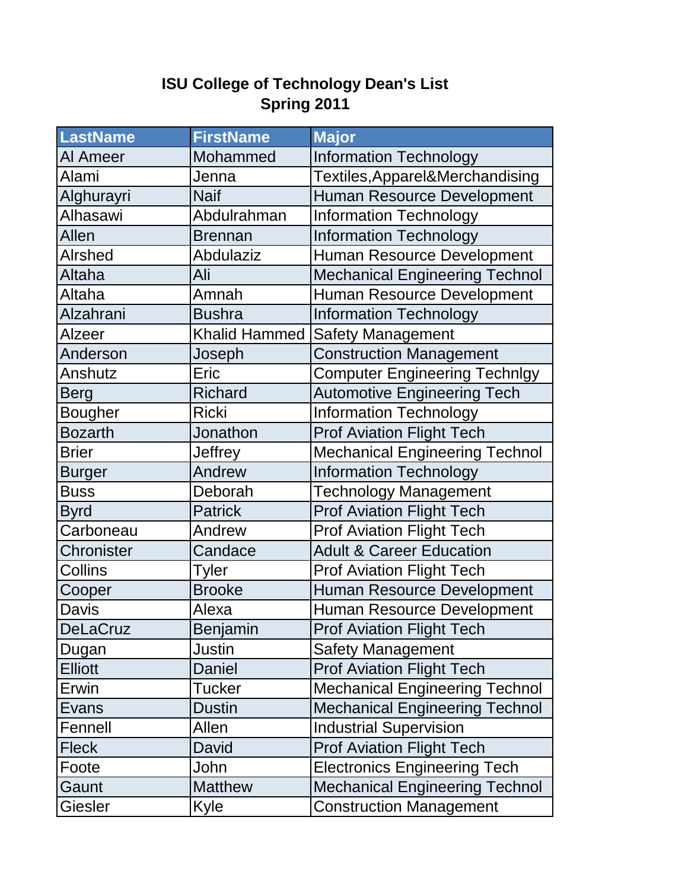# ISU College of Technology Dean's List
## Spring 2011

| LastName | FirstName | Major |
|---|---|---|
| Al Ameer | Mohammed | Information Technology |
| Alami | Jenna | Textiles,Apparel&Merchandising |
| Alghurayri | Naif | Human Resource Development |
| Alhasawi | Abdulrahman | Information Technology |
| Allen | Brennan | Information Technology |
| Alrshed | Abdulaziz | Human Resource Development |
| Altaha | Ali | Mechanical Engineering Technol |
| Altaha | Amnah | Human Resource Development |
| Alzahrani | Bushra | Information Technology |
| Alzeer | Khalid Hammed | Safety Management |
| Anderson | Joseph | Construction Management |
| Anshutz | Eric | Computer Engineering Technlgy |
| Berg | Richard | Automotive Engineering Tech |
| Bougher | Ricki | Information Technology |
| Bozarth | Jonathon | Prof Aviation Flight Tech |
| Brier | Jeffrey | Mechanical Engineering Technol |
| Burger | Andrew | Information Technology |
| Buss | Deborah | Technology Management |
| Byrd | Patrick | Prof Aviation Flight Tech |
| Carboneau | Andrew | Prof Aviation Flight Tech |
| Chronister | Candace | Adult & Career Education |
| Collins | Tyler | Prof Aviation Flight Tech |
| Cooper | Brooke | Human Resource Development |
| Davis | Alexa | Human Resource Development |
| DeLaCruz | Benjamin | Prof Aviation Flight Tech |
| Dugan | Justin | Safety Management |
| Elliott | Daniel | Prof Aviation Flight Tech |
| Erwin | Tucker | Mechanical Engineering Technol |
| Evans | Dustin | Mechanical Engineering Technol |
| Fennell | Allen | Industrial Supervision |
| Fleck | David | Prof Aviation Flight Tech |
| Foote | John | Electronics Engineering Tech |
| Gaunt | Matthew | Mechanical Engineering Technol |
| Giesler | Kyle | Construction Management |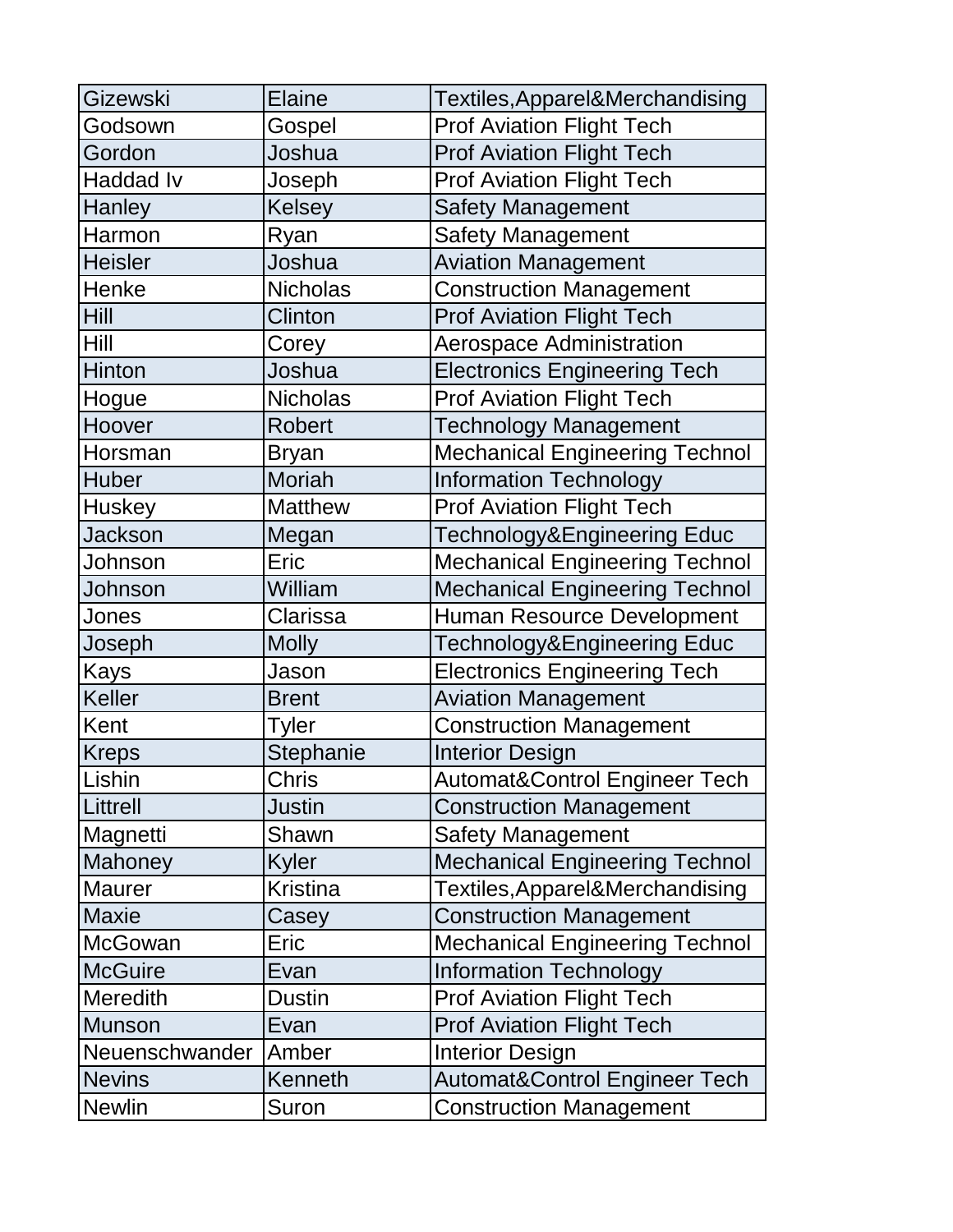| Gizewski | Elaine | Textiles,Apparel&Merchandising |
|---|---|---|
| Godsown | Gospel | Prof Aviation Flight Tech |
| Gordon | Joshua | Prof Aviation Flight Tech |
| Haddad Iv | Joseph | Prof Aviation Flight Tech |
| Hanley | Kelsey | Safety Management |
| Harmon | Ryan | Safety Management |
| Heisler | Joshua | Aviation Management |
| Henke | Nicholas | Construction Management |
| Hill | Clinton | Prof Aviation Flight Tech |
| Hill | Corey | Aerospace Administration |
| Hinton | Joshua | Electronics Engineering Tech |
| Hogue | Nicholas | Prof Aviation Flight Tech |
| Hoover | Robert | Technology Management |
| Horsman | Bryan | Mechanical Engineering Technol |
| Huber | Moriah | Information Technology |
| Huskey | Matthew | Prof Aviation Flight Tech |
| Jackson | Megan | Technology&Engineering Educ |
| Johnson | Eric | Mechanical Engineering Technol |
| Johnson | William | Mechanical Engineering Technol |
| Jones | Clarissa | Human Resource Development |
| Joseph | Molly | Technology&Engineering Educ |
| Kays | Jason | Electronics Engineering Tech |
| Keller | Brent | Aviation Management |
| Kent | Tyler | Construction Management |
| Kreps | Stephanie | Interior Design |
| Lishin | Chris | Automat&Control Engineer Tech |
| Littrell | Justin | Construction Management |
| Magnetti | Shawn | Safety Management |
| Mahoney | Kyler | Mechanical Engineering Technol |
| Maurer | Kristina | Textiles,Apparel&Merchandising |
| Maxie | Casey | Construction Management |
| McGowan | Eric | Mechanical Engineering Technol |
| McGuire | Evan | Information Technology |
| Meredith | Dustin | Prof Aviation Flight Tech |
| Munson | Evan | Prof Aviation Flight Tech |
| Neuenschwander | Amber | Interior Design |
| Nevins | Kenneth | Automat&Control Engineer Tech |
| Newlin | Suron | Construction Management |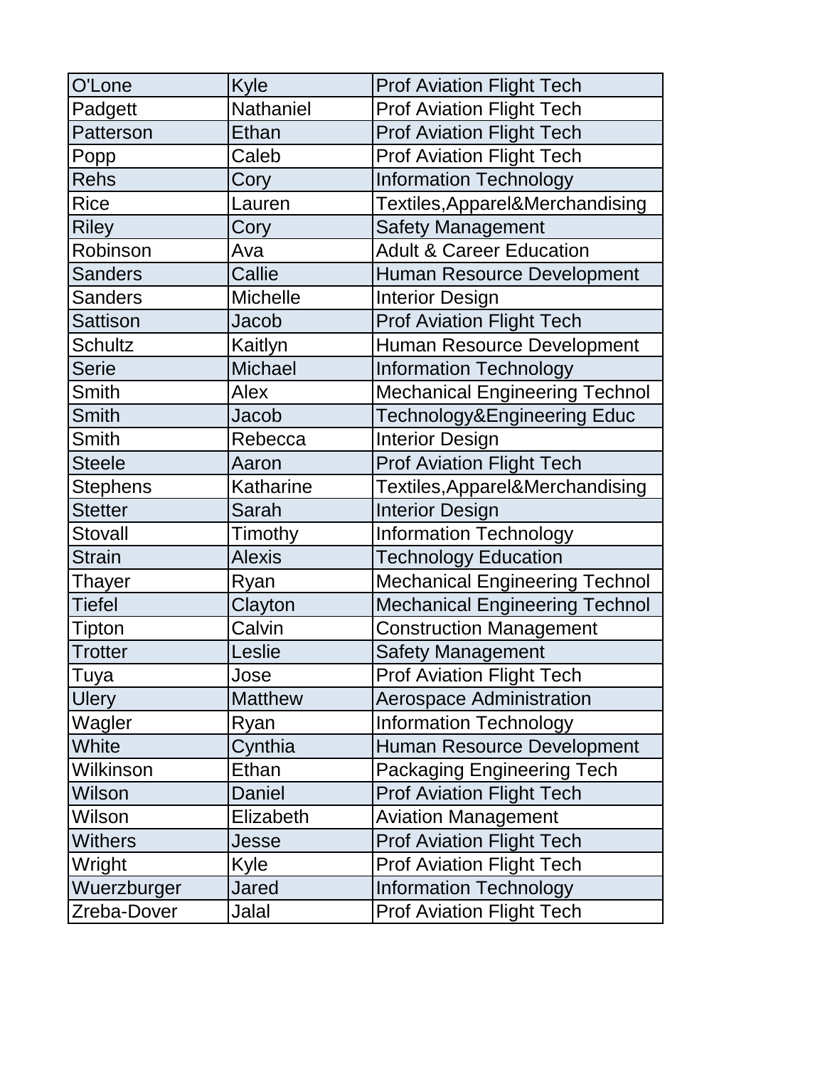| | | |
|---|---|---|
| O'Lone | Kyle | Prof Aviation Flight Tech |
| Padgett | Nathaniel | Prof Aviation Flight Tech |
| Patterson | Ethan | Prof Aviation Flight Tech |
| Popp | Caleb | Prof Aviation Flight Tech |
| Rehs | Cory | Information Technology |
| Rice | Lauren | Textiles,Apparel&Merchandising |
| Riley | Cory | Safety Management |
| Robinson | Ava | Adult & Career Education |
| Sanders | Callie | Human Resource Development |
| Sanders | Michelle | Interior Design |
| Sattison | Jacob | Prof Aviation Flight Tech |
| Schultz | Kaitlyn | Human Resource Development |
| Serie | Michael | Information Technology |
| Smith | Alex | Mechanical Engineering Technol |
| Smith | Jacob | Technology&Engineering Educ |
| Smith | Rebecca | Interior Design |
| Steele | Aaron | Prof Aviation Flight Tech |
| Stephens | Katharine | Textiles,Apparel&Merchandising |
| Stetter | Sarah | Interior Design |
| Stovall | Timothy | Information Technology |
| Strain | Alexis | Technology Education |
| Thayer | Ryan | Mechanical Engineering Technol |
| Tiefel | Clayton | Mechanical Engineering Technol |
| Tipton | Calvin | Construction Management |
| Trotter | Leslie | Safety Management |
| Tuya | Jose | Prof Aviation Flight Tech |
| Ulery | Matthew | Aerospace Administration |
| Wagler | Ryan | Information Technology |
| White | Cynthia | Human Resource Development |
| Wilkinson | Ethan | Packaging Engineering Tech |
| Wilson | Daniel | Prof Aviation Flight Tech |
| Wilson | Elizabeth | Aviation Management |
| Withers | Jesse | Prof Aviation Flight Tech |
| Wright | Kyle | Prof Aviation Flight Tech |
| Wuerzburger | Jared | Information Technology |
| Zreba-Dover | Jalal | Prof Aviation Flight Tech |